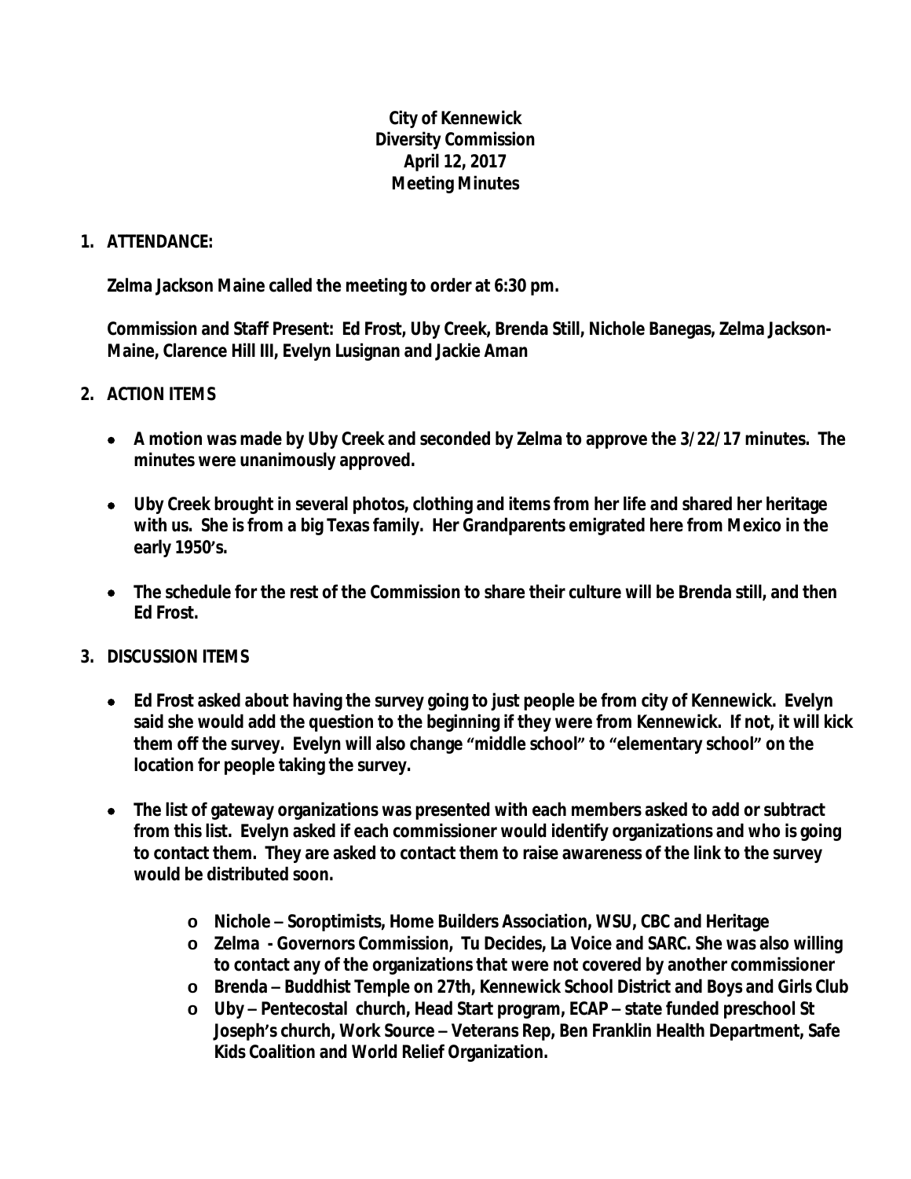**City of Kennewick**
**Diversity Commission**
**April 12, 2017**
**Meeting Minutes**

1. **ATTENDANCE:**

   **Zelma Jackson Maine called the meeting to order at 6:30 pm.**

   **Commission and Staff Present: Ed Frost, Uby Creek, Brenda Still, Nichole Banegas, Zelma Jackson-Maine, Clarence Hill III, Evelyn Lusignan and Jackie Aman**

2. **ACTION ITEMS**

   - **A motion was made by Uby Creek and seconded by Zelma to approve the 3/22/17 minutes. The minutes were unanimously approved.**
   - **Uby Creek brought in several photos, clothing and items from her life and shared her heritage with us. She is from a big Texas family. Her Grandparents emigrated here from Mexico in the early 1950's.**
   - **The schedule for the rest of the Commission to share their culture will be Brenda still, and then Ed Frost.**

3. **DISCUSSION ITEMS**

   - **Ed Frost asked about having the survey going to just people be from city of Kennewick. Evelyn said she would add the question to the beginning if they were from Kennewick. If not, it will kick them off the survey. Evelyn will also change "middle school" to "elementary school" on the location for people taking the survey.**
   - **The list of gateway organizations was presented with each members asked to add or subtract from this list. Evelyn asked if each commissioner would identify organizations and who is going to contact them. They are asked to contact them to raise awareness of the link to the survey would be distributed soon.**
     - **Nichole – Soroptimists, Home Builders Association, WSU, CBC and Heritage**
     - **Zelma - Governors Commission, Tu Decides, La Voice and SARC. She was also willing to contact any of the organizations that were not covered by another commissioner**
     - **Brenda – Buddhist Temple on 27th, Kennewick School District and Boys and Girls Club**
     - **Uby – Pentecostal church, Head Start program, ECAP – state funded preschool St Joseph's church, Work Source – Veterans Rep, Ben Franklin Health Department, Safe Kids Coalition and World Relief Organization.**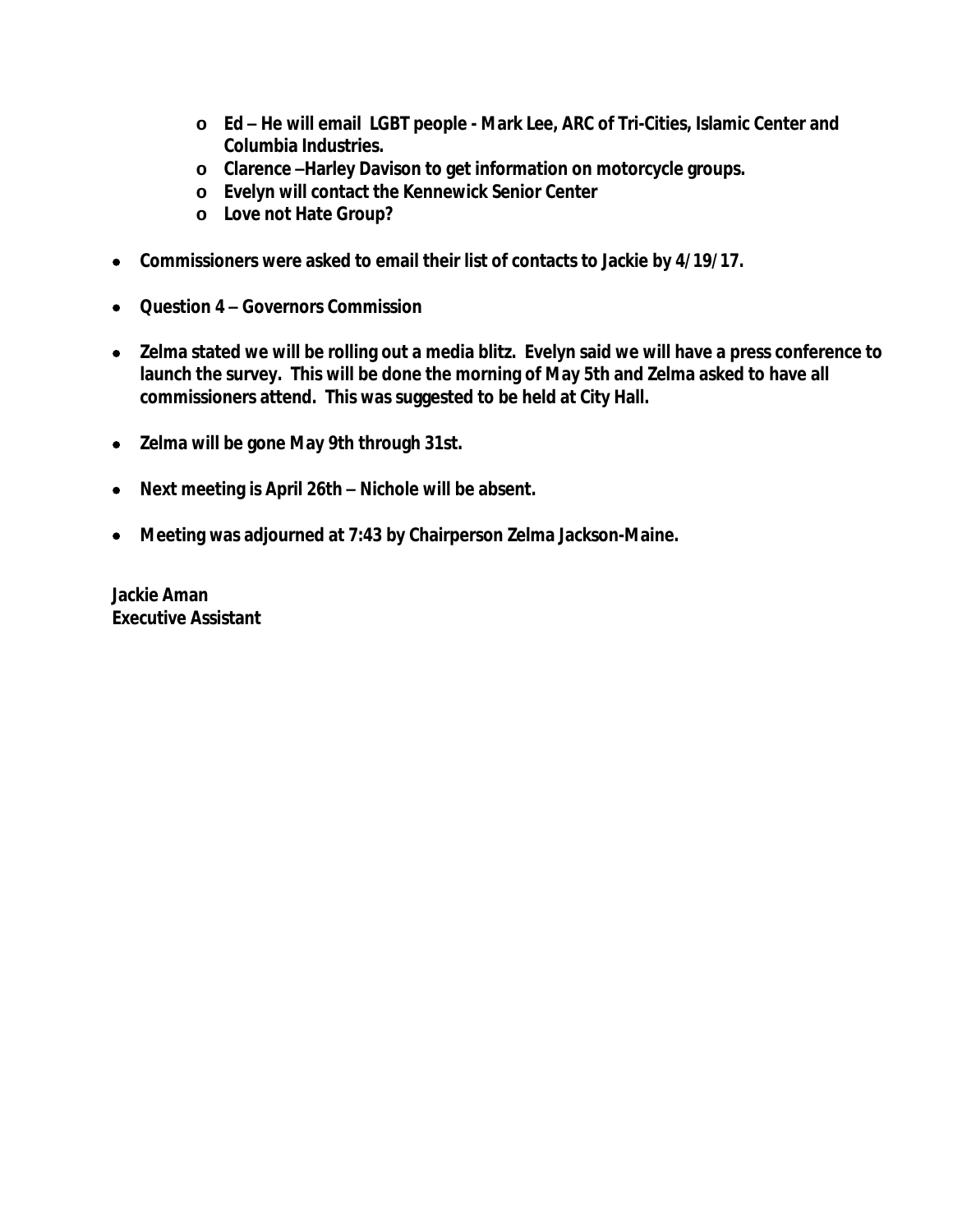- **Ed – He will email LGBT people - Mark Lee, ARC of Tri-Cities, Islamic Center and Columbia Industries.**
- **Clarence –Harley Davison to get information on motorcycle groups.**
- **Evelyn will contact the Kennewick Senior Center**
- **Love not Hate Group?**

- **Commissioners were asked to email their list of contacts to Jackie by 4/19/17.**

- **Question 4 – Governors Commission**

- **Zelma stated we will be rolling out a media blitz. Evelyn said we will have a press conference to launch the survey. This will be done the morning of May 5th and Zelma asked to have all commissioners attend. This was suggested to be held at City Hall.**

- **Zelma will be gone May 9th through 31st.**

- **Next meeting is April 26th – Nichole will be absent.**

- **Meeting was adjourned at 7:43 by Chairperson Zelma Jackson-Maine.**

**Jackie Aman**
**Executive Assistant**